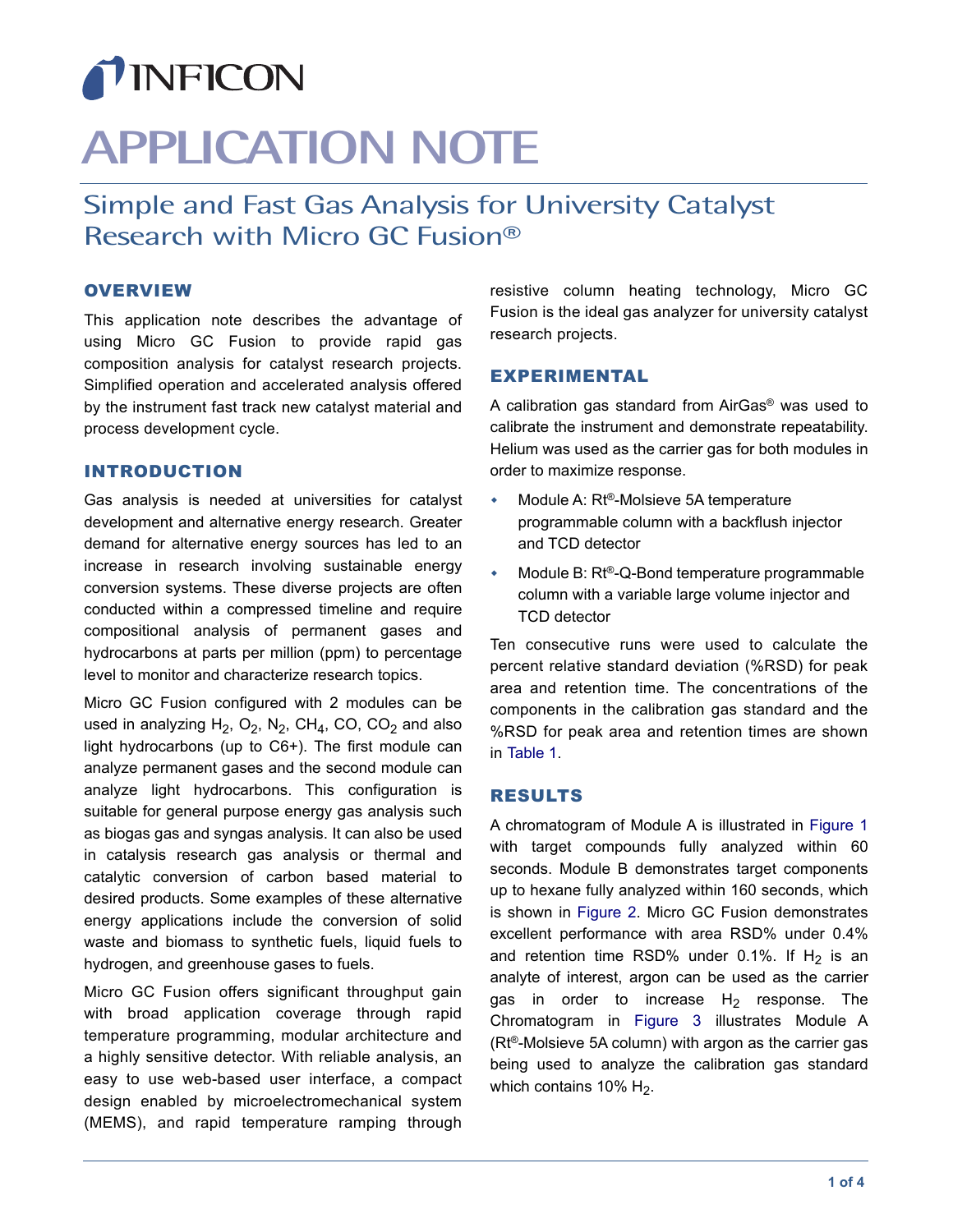# INFICON

# APPLICATION NOTE

## Simple and Fast Gas Analysis for University Catalyst Research with Micro GC Fusion®

### OVERVIEW

This application note describes the advantage of using Micro GC Fusion to provide rapid gas composition analysis for catalyst research projects. Simplified operation and accelerated analysis offered by the instrument fast track new catalyst material and process development cycle.

### INTRODUCTION

Gas analysis is needed at universities for catalyst development and alternative energy research. Greater demand for alternative energy sources has led to an increase in research involving sustainable energy conversion systems. These diverse projects are often conducted within a compressed timeline and require compositional analysis of permanent gases and hydrocarbons at parts per million (ppm) to percentage level to monitor and characterize research topics.

Micro GC Fusion configured with 2 modules can be used in analyzing $H_2$, $O_2$, $N_2$, $CH_4$, CO, $CO_2$ and also light hydrocarbons (up to C6+). The first module can analyze permanent gases and the second module can analyze light hydrocarbons. This configuration is suitable for general purpose energy gas analysis such as biogas gas and syngas analysis. It can also be used in catalysis research gas analysis or thermal and catalytic conversion of carbon based material to desired products. Some examples of these alternative energy applications include the conversion of solid waste and biomass to synthetic fuels, liquid fuels to hydrogen, and greenhouse gases to fuels.

Micro GC Fusion offers significant throughput gain with broad application coverage through rapid temperature programming, modular architecture and a highly sensitive detector. With reliable analysis, an easy to use web-based user interface, a compact design enabled by microelectromechanical system (MEMS), and rapid temperature ramping through resistive column heating technology, Micro GC Fusion is the ideal gas analyzer for university catalyst research projects.

### EXPERIMENTAL

A calibration gas standard from AirGas® was used to calibrate the instrument and demonstrate repeatability. Helium was used as the carrier gas for both modules in order to maximize response.

- Module A: Rt®-Molsieve 5A temperature programmable column with a backflush injector and TCD detector
- Module B: Rt®-Q-Bond temperature programmable column with a variable large volume injector and TCD detector

Ten consecutive runs were used to calculate the percent relative standard deviation (%RSD) for peak area and retention time. The concentrations of the components in the calibration gas standard and the %RSD for peak area and retention times are shown in Table 1.

### RESULTS

A chromatogram of Module A is illustrated in Figure 1 with target compounds fully analyzed within 60 seconds. Module B demonstrates target components up to hexane fully analyzed within 160 seconds, which is shown in Figure 2. Micro GC Fusion demonstrates excellent performance with area RSD% under 0.4% and retention time RSD% under 0.1%. If $H_2$ is an analyte of interest, argon can be used as the carrier gas in order to increase $H_2$ response. The Chromatogram in Figure 3 illustrates Module A (Rt®-Molsieve 5A column) with argon as the carrier gas being used to analyze the calibration gas standard which contains 10% $H_2$.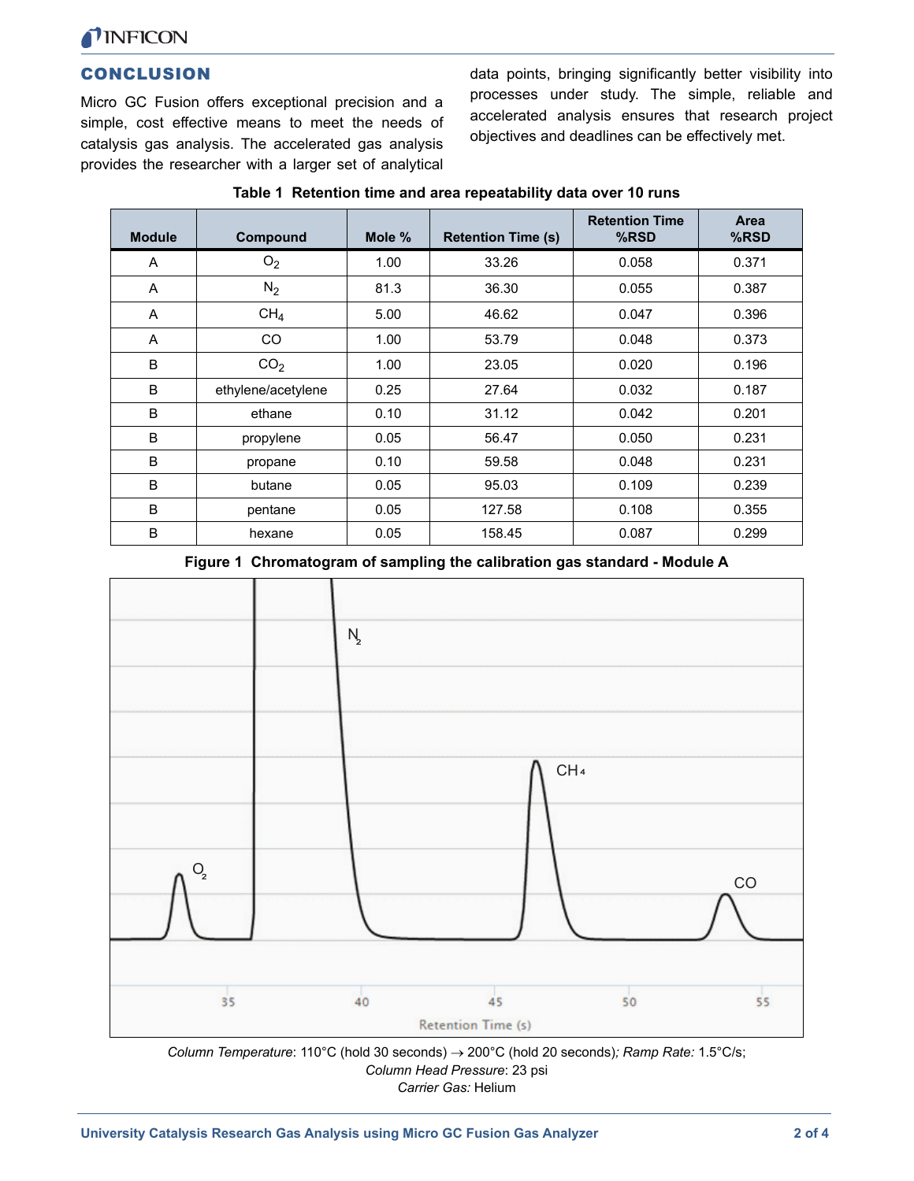## CONCLUSION

Micro GC Fusion offers exceptional precision and a simple, cost effective means to meet the needs of catalysis gas analysis. The accelerated gas analysis provides the researcher with a larger set of analytical data points, bringing significantly better visibility into processes under study. The simple, reliable and accelerated analysis ensures that research project objectives and deadlines can be effectively met.

**Table 1 Retention time and area repeatability data over 10 runs**

| Module | Compound | Mole % | Retention Time (s) | Retention Time %RSD | Area %RSD |
|---|---|---|---|---|---|
| A | $O_2$ | 1.00 | 33.26 | 0.058 | 0.371 |
| A | $N_2$ | 81.3 | 36.30 | 0.055 | 0.387 |
| A | $CH_4$ | 5.00 | 46.62 | 0.047 | 0.396 |
| A | CO | 1.00 | 53.79 | 0.048 | 0.373 |
| B | $CO_2$ | 1.00 | 23.05 | 0.020 | 0.196 |
| B | ethylene/acetylene | 0.25 | 27.64 | 0.032 | 0.187 |
| B | ethane | 0.10 | 31.12 | 0.042 | 0.201 |
| B | propylene | 0.05 | 56.47 | 0.050 | 0.231 |
| B | propane | 0.10 | 59.58 | 0.048 | 0.231 |
| B | butane | 0.05 | 95.03 | 0.109 | 0.239 |
| B | pentane | 0.05 | 127.58 | 0.108 | 0.355 |
| B | hexane | 0.05 | 158.45 | 0.087 | 0.299 |

**Figure 1 Chromatogram of sampling the calibration gas standard - Module A**

*Column Temperature*: 110°C (hold 30 seconds) → 200°C (hold 20 seconds); *Ramp Rate:* 1.5°C/s;
*Column Head Pressure*: 23 psi
*Carrier Gas:* Helium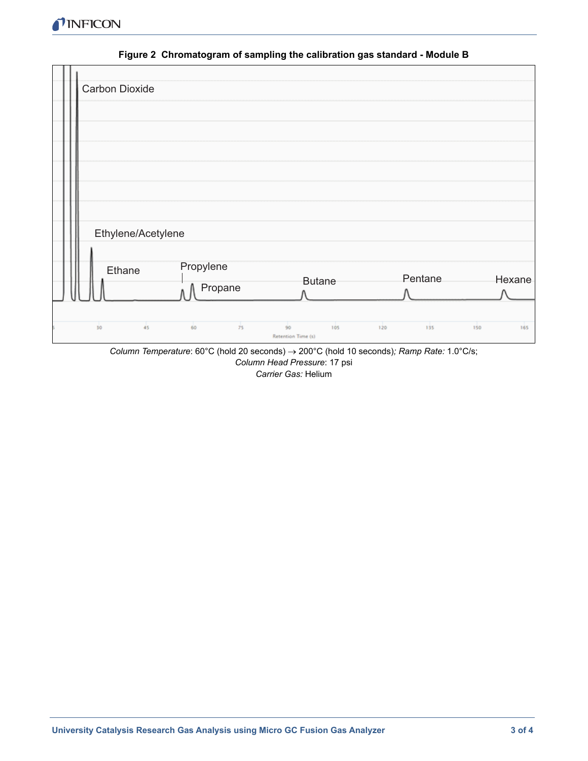**Figure 2 Chromatogram of sampling the calibration gas standard - Module B**

*Column Temperature*: 60°C (hold 20 seconds) → 200°C (hold 10 seconds)*; Ramp Rate:* 1.0°C/s;
*Column Head Pressure*: 17 psi
*Carrier Gas:* Helium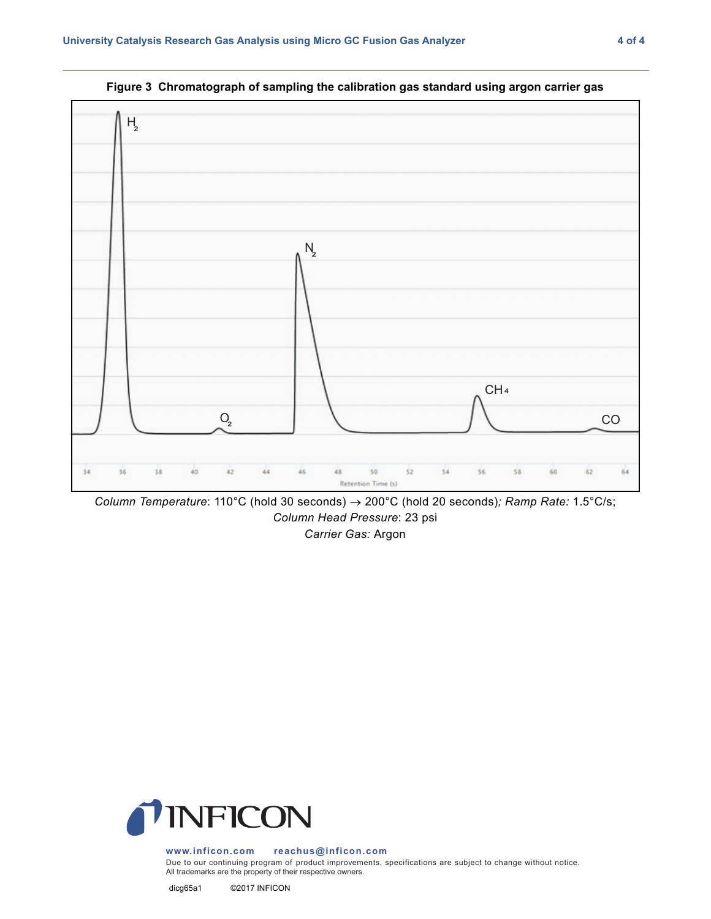**Figure 3 Chromatograph of sampling the calibration gas standard using argon carrier gas**

$H_2$

$N_2$

$O_2$

$CH_4$

CO

34 36 38 40 42 44 46 48 50 52 54 56 58 60 62 64

Retention Time (s)

*Column Temperature*: 110°C (hold 30 seconds) → 200°C (hold 20 seconds); *Ramp Rate:* 1.5°C/s;
*Column Head Pressure*: 23 psi
*Carrier Gas:* Argon

INFICON

**www.inficon.com reachus@inficon.com**

Due to our continuing program of product improvements, specifications are subject to change without notice.
All trademarks are the property of their respective owners.

dicg65a1 ©2017 INFICON